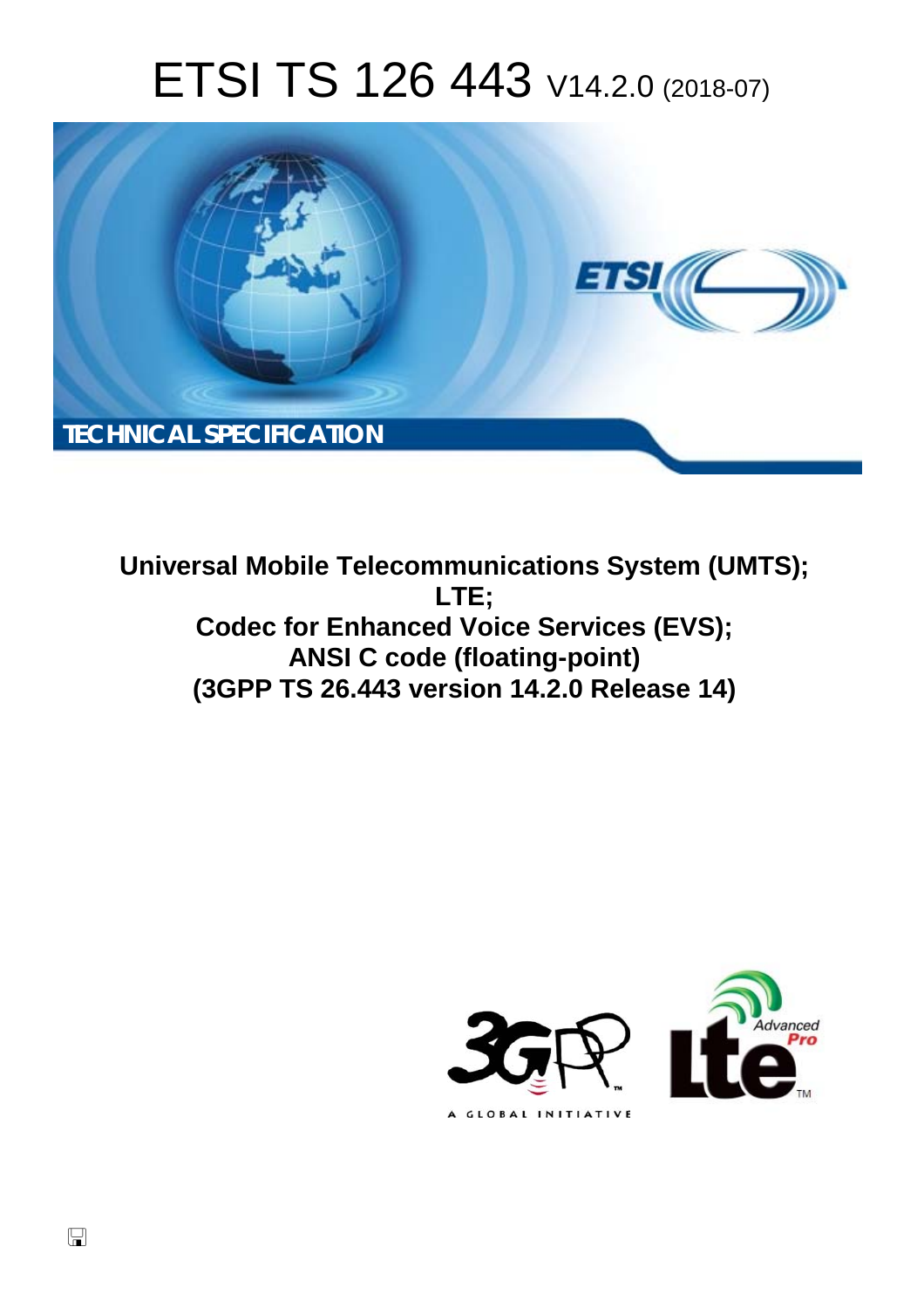# ETSI TS 126 443 V14.2.0 (2018-07)

TECHNICAL SPECIFICATION

**Universal Mobile Telecommunications System (UMTS);**
**LTE;**
**Codec for Enhanced Voice Services (EVS);**
**ANSI C code (floating-point)**
**(3GPP TS 26.443 version 14.2.0 Release 14)**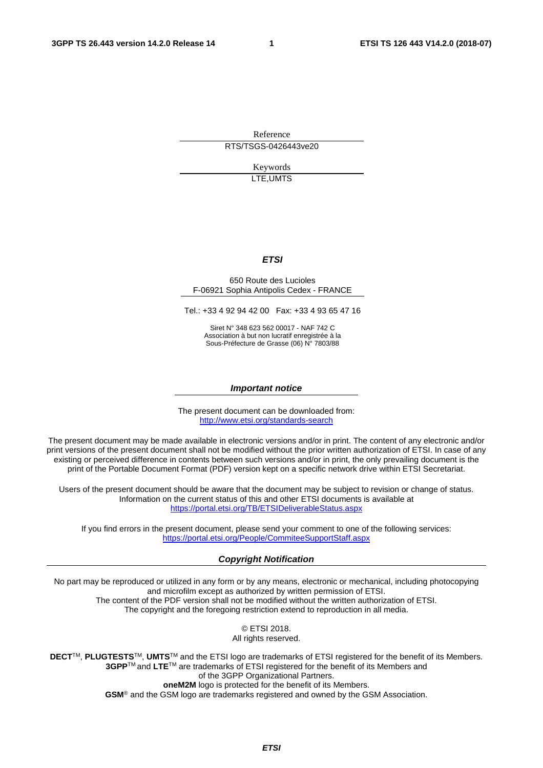Reference

RTS/TSGS-0426443ve20

Keywords

LTE,UMTS

***ETSI***

650 Route des Lucioles
F-06921 Sophia Antipolis Cedex - FRANCE

Tel.: +33 4 92 94 42 00   Fax: +33 4 93 65 47 16

Siret N° 348 623 562 00017 - NAF 742 C
Association à but non lucratif enregistrée à la
Sous-Préfecture de Grasse (06) N° 7803/88

***Important notice***

The present document can be downloaded from:
http://www.etsi.org/standards-search

The present document may be made available in electronic versions and/or in print. The content of any electronic and/or print versions of the present document shall not be modified without the prior written authorization of ETSI. In case of any existing or perceived difference in contents between such versions and/or in print, the only prevailing document is the print of the Portable Document Format (PDF) version kept on a specific network drive within ETSI Secretariat.

Users of the present document should be aware that the document may be subject to revision or change of status. Information on the current status of this and other ETSI documents is available at
https://portal.etsi.org/TB/ETSIDeliverableStatus.aspx

If you find errors in the present document, please send your comment to one of the following services:
https://portal.etsi.org/People/CommiteeSupportStaff.aspx

***Copyright Notification***

No part may be reproduced or utilized in any form or by any means, electronic or mechanical, including photocopying and microfilm except as authorized by written permission of ETSI.
The content of the PDF version shall not be modified without the written authorization of ETSI.
The copyright and the foregoing restriction extend to reproduction in all media.

© ETSI 2018.
All rights reserved.

**DECT**TM, **PLUGTESTS**TM, **UMTS**TM and the ETSI logo are trademarks of ETSI registered for the benefit of its Members.
**3GPP**TM and **LTE**TM are trademarks of ETSI registered for the benefit of its Members and
of the 3GPP Organizational Partners.
**oneM2M** logo is protected for the benefit of its Members.
**GSM**® and the GSM logo are trademarks registered and owned by the GSM Association.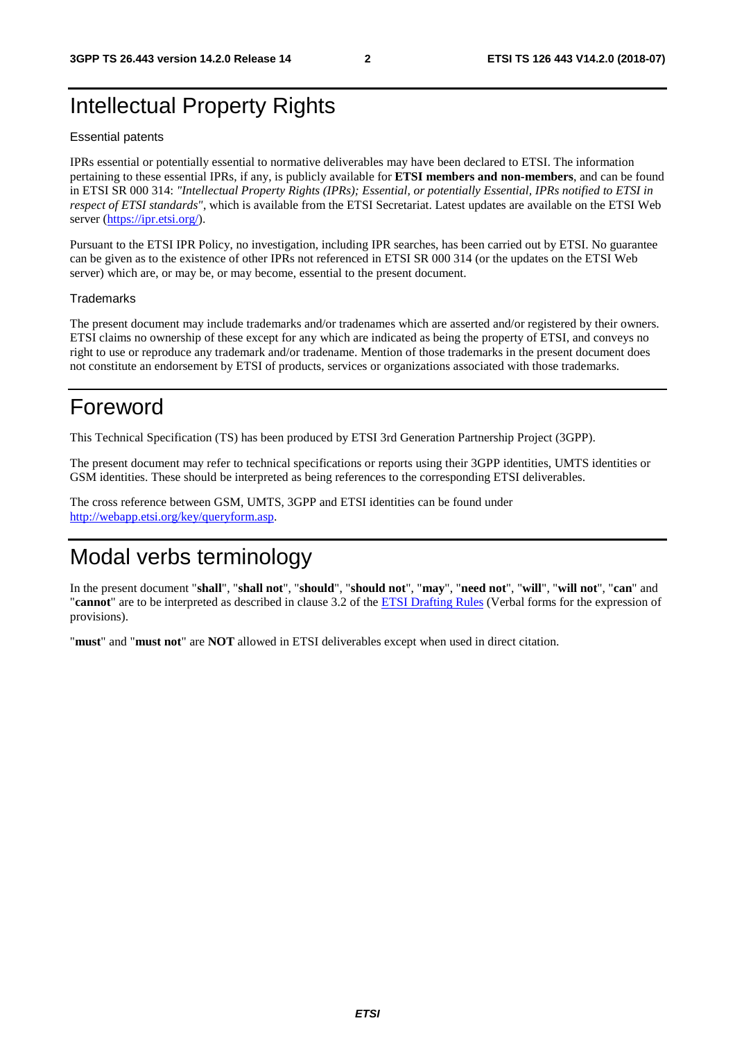# Intellectual Property Rights

Essential patents

IPRs essential or potentially essential to normative deliverables may have been declared to ETSI. The information pertaining to these essential IPRs, if any, is publicly available for **ETSI members and non-members**, and can be found in ETSI SR 000 314: *"Intellectual Property Rights (IPRs); Essential, or potentially Essential, IPRs notified to ETSI in respect of ETSI standards"*, which is available from the ETSI Secretariat. Latest updates are available on the ETSI Web server (https://ipr.etsi.org/).

Pursuant to the ETSI IPR Policy, no investigation, including IPR searches, has been carried out by ETSI. No guarantee can be given as to the existence of other IPRs not referenced in ETSI SR 000 314 (or the updates on the ETSI Web server) which are, or may be, or may become, essential to the present document.

Trademarks

The present document may include trademarks and/or tradenames which are asserted and/or registered by their owners. ETSI claims no ownership of these except for any which are indicated as being the property of ETSI, and conveys no right to use or reproduce any trademark and/or tradename. Mention of those trademarks in the present document does not constitute an endorsement by ETSI of products, services or organizations associated with those trademarks.

# Foreword

This Technical Specification (TS) has been produced by ETSI 3rd Generation Partnership Project (3GPP).

The present document may refer to technical specifications or reports using their 3GPP identities, UMTS identities or GSM identities. These should be interpreted as being references to the corresponding ETSI deliverables.

The cross reference between GSM, UMTS, 3GPP and ETSI identities can be found under http://webapp.etsi.org/key/queryform.asp.

# Modal verbs terminology

In the present document "**shall**", "**shall not**", "**should**", "**should not**", "**may**", "**need not**", "**will**", "**will not**", "**can**" and "**cannot**" are to be interpreted as described in clause 3.2 of the ETSI Drafting Rules (Verbal forms for the expression of provisions).

"**must**" and "**must not**" are **NOT** allowed in ETSI deliverables except when used in direct citation.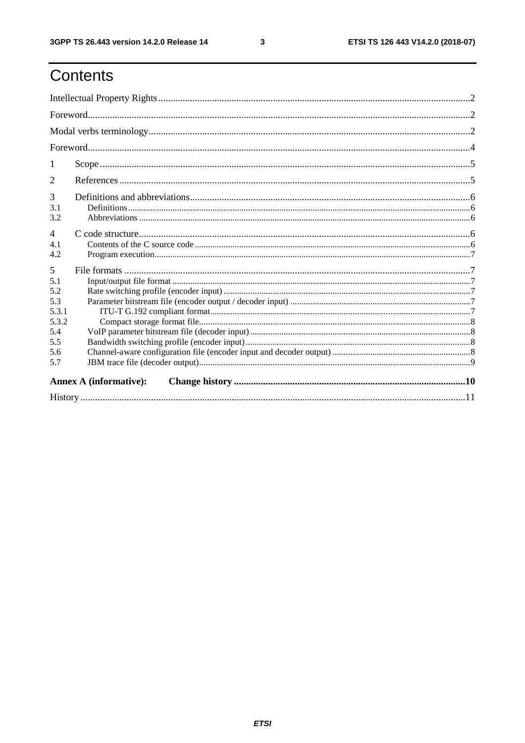# Contents

Intellectual Property Rights ..... 2

Foreword ..... 2

Modal verbs terminology ..... 2

Foreword ..... 4

1 Scope ..... 5

2 References ..... 5

3 Definitions and abbreviations ..... 6

3.1 Definitions ..... 6

3.2 Abbreviations ..... 6

4 C code structure ..... 6

4.1 Contents of the C source code ..... 6

4.2 Program execution ..... 7

5 File formats ..... 7

5.1 Input/output file format ..... 7

5.2 Rate switching profile (encoder input) ..... 7

5.3 Parameter bitstream file (encoder output / decoder input) ..... 7

5.3.1 ITU-T G.192 compliant format ..... 7

5.3.2 Compact storage format file ..... 8

5.4 VoIP parameter bitstream file (decoder input) ..... 8

5.5 Bandwidth switching profile (encoder input) ..... 8

5.6 Channel-aware configuration file (encoder input and decoder output) ..... 8

5.7 JBM trace file (decoder output) ..... 9

**Annex A (informative): Change history ..... 10**

History ..... 11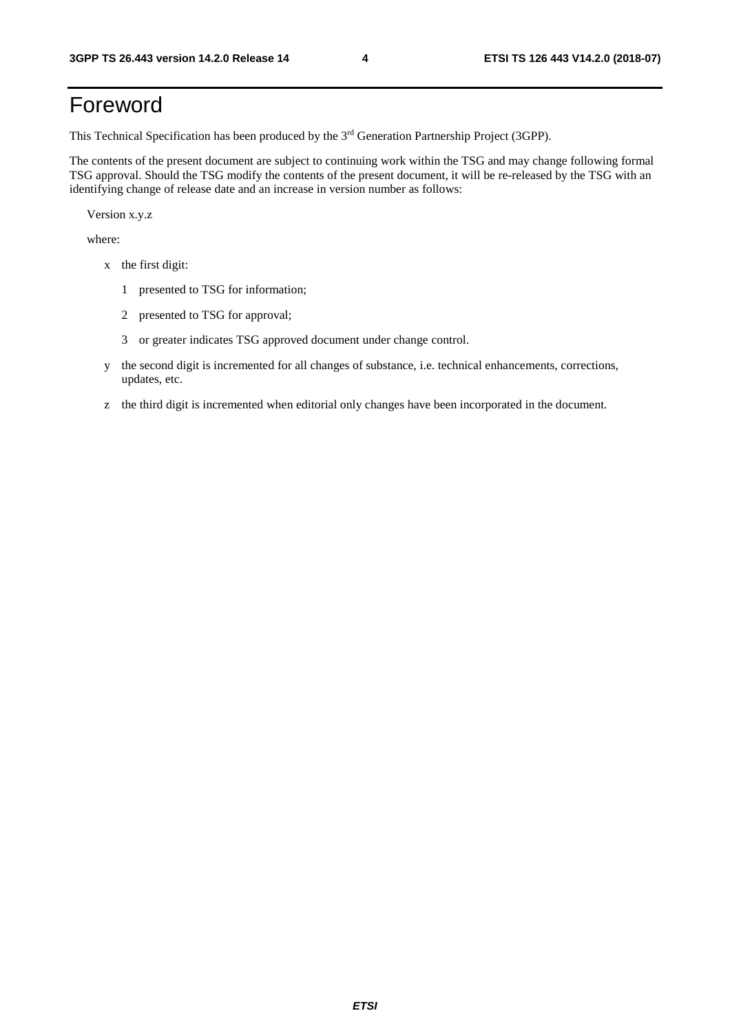# Foreword

This Technical Specification has been produced by the 3rd Generation Partnership Project (3GPP).

The contents of the present document are subject to continuing work within the TSG and may change following formal TSG approval. Should the TSG modify the contents of the present document, it will be re-released by the TSG with an identifying change of release date and an increase in version number as follows:

Version x.y.z

where:

- x the first digit:
  - 1 presented to TSG for information;
  - 2 presented to TSG for approval;
  - 3 or greater indicates TSG approved document under change control.
- y the second digit is incremented for all changes of substance, i.e. technical enhancements, corrections, updates, etc.
- z the third digit is incremented when editorial only changes have been incorporated in the document.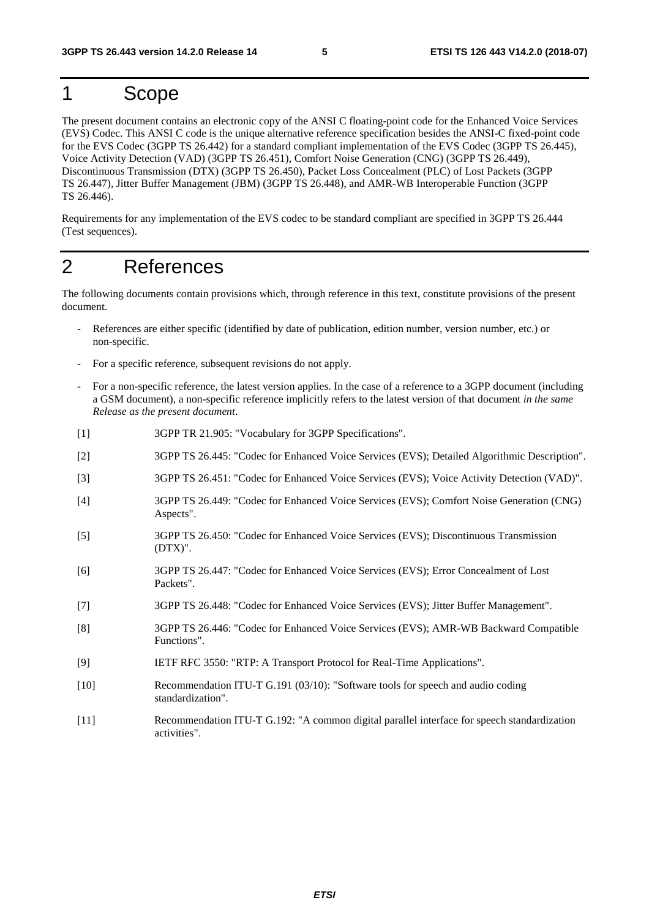# 1 Scope

The present document contains an electronic copy of the ANSI C floating-point code for the Enhanced Voice Services (EVS) Codec. This ANSI C code is the unique alternative reference specification besides the ANSI-C fixed-point code for the EVS Codec (3GPP TS 26.442) for a standard compliant implementation of the EVS Codec (3GPP TS 26.445), Voice Activity Detection (VAD) (3GPP TS 26.451), Comfort Noise Generation (CNG) (3GPP TS 26.449), Discontinuous Transmission (DTX) (3GPP TS 26.450), Packet Loss Concealment (PLC) of Lost Packets (3GPP TS 26.447), Jitter Buffer Management (JBM) (3GPP TS 26.448), and AMR-WB Interoperable Function (3GPP TS 26.446).

Requirements for any implementation of the EVS codec to be standard compliant are specified in 3GPP TS 26.444 (Test sequences).

# 2 References

The following documents contain provisions which, through reference in this text, constitute provisions of the present document.

- References are either specific (identified by date of publication, edition number, version number, etc.) or non-specific.
- For a specific reference, subsequent revisions do not apply.
- For a non-specific reference, the latest version applies. In the case of a reference to a 3GPP document (including a GSM document), a non-specific reference implicitly refers to the latest version of that document *in the same Release as the present document*.

[1] 3GPP TR 21.905: "Vocabulary for 3GPP Specifications".

[2] 3GPP TS 26.445: "Codec for Enhanced Voice Services (EVS); Detailed Algorithmic Description".

[3] 3GPP TS 26.451: "Codec for Enhanced Voice Services (EVS); Voice Activity Detection (VAD)".

[4] 3GPP TS 26.449: "Codec for Enhanced Voice Services (EVS); Comfort Noise Generation (CNG) Aspects".

[5] 3GPP TS 26.450: "Codec for Enhanced Voice Services (EVS); Discontinuous Transmission (DTX)".

[6] 3GPP TS 26.447: "Codec for Enhanced Voice Services (EVS); Error Concealment of Lost Packets".

[7] 3GPP TS 26.448: "Codec for Enhanced Voice Services (EVS); Jitter Buffer Management".

[8] 3GPP TS 26.446: "Codec for Enhanced Voice Services (EVS); AMR-WB Backward Compatible Functions".

[9] IETF RFC 3550: "RTP: A Transport Protocol for Real-Time Applications".

[10] Recommendation ITU-T G.191 (03/10): "Software tools for speech and audio coding standardization".

[11] Recommendation ITU-T G.192: "A common digital parallel interface for speech standardization activities".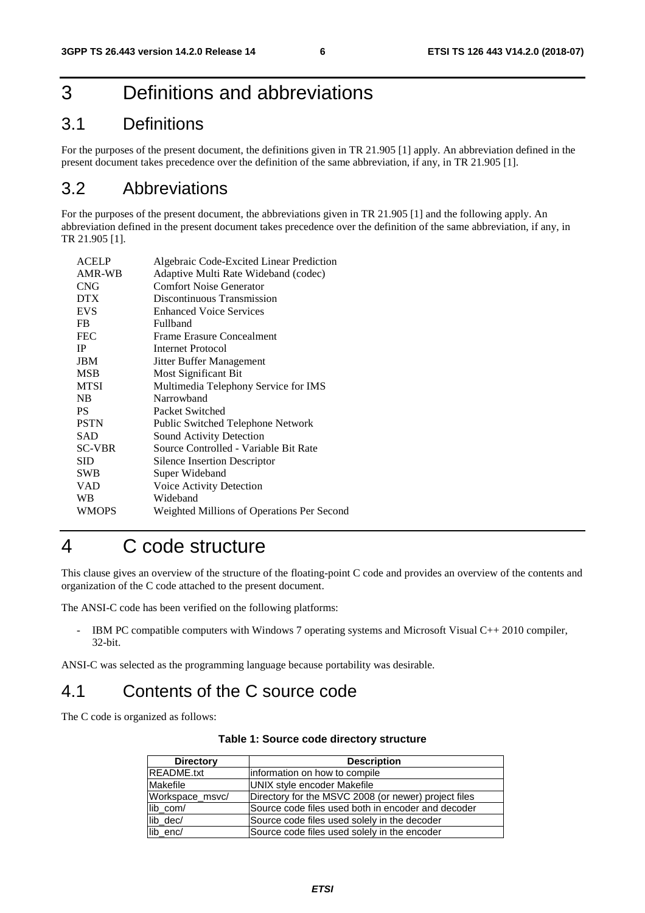# 3 Definitions and abbreviations

## 3.1 Definitions

For the purposes of the present document, the definitions given in TR 21.905 [1] apply. An abbreviation defined in the present document takes precedence over the definition of the same abbreviation, if any, in TR 21.905 [1].

## 3.2 Abbreviations

For the purposes of the present document, the abbreviations given in TR 21.905 [1] and the following apply. An abbreviation defined in the present document takes precedence over the definition of the same abbreviation, if any, in TR 21.905 [1].

| | |
|---|---|
| ACELP | Algebraic Code-Excited Linear Prediction |
| AMR-WB | Adaptive Multi Rate Wideband (codec) |
| CNG | Comfort Noise Generator |
| DTX | Discontinuous Transmission |
| EVS | Enhanced Voice Services |
| FB | Fullband |
| FEC | Frame Erasure Concealment |
| IP | Internet Protocol |
| JBM | Jitter Buffer Management |
| MSB | Most Significant Bit |
| MTSI | Multimedia Telephony Service for IMS |
| NB | Narrowband |
| PS | Packet Switched |
| PSTN | Public Switched Telephone Network |
| SAD | Sound Activity Detection |
| SC-VBR | Source Controlled - Variable Bit Rate |
| SID | Silence Insertion Descriptor |
| SWB | Super Wideband |
| VAD | Voice Activity Detection |
| WB | Wideband |
| WMOPS | Weighted Millions of Operations Per Second |

# 4 C code structure

This clause gives an overview of the structure of the floating-point C code and provides an overview of the contents and organization of the C code attached to the present document.

The ANSI-C code has been verified on the following platforms:

- IBM PC compatible computers with Windows 7 operating systems and Microsoft Visual C++ 2010 compiler, 32-bit.

ANSI-C was selected as the programming language because portability was desirable.

## 4.1 Contents of the C source code

The C code is organized as follows:

**Table 1: Source code directory structure**

| Directory | Description |
|---|---|
| README.txt | information on how to compile |
| Makefile | UNIX style encoder Makefile |
| Workspace_msvc/ | Directory for the MSVC 2008 (or newer) project files |
| lib_com/ | Source code files used both in encoder and decoder |
| lib_dec/ | Source code files used solely in the decoder |
| lib_enc/ | Source code files used solely in the encoder |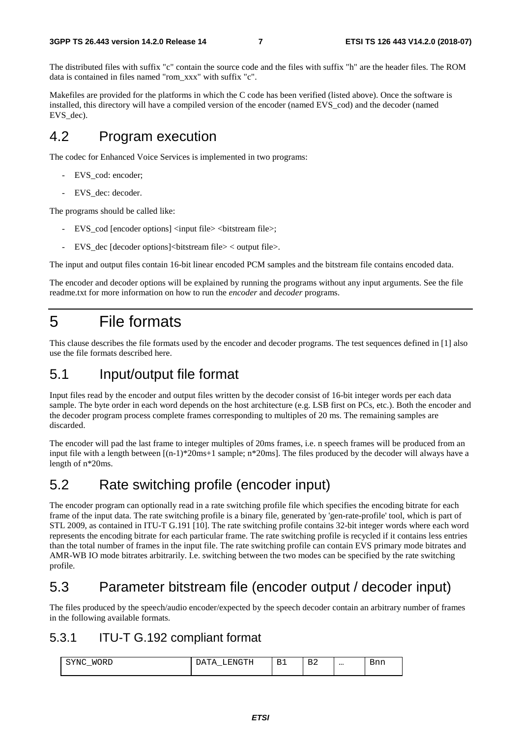The distributed files with suffix "c" contain the source code and the files with suffix "h" are the header files. The ROM data is contained in files named "rom_xxx" with suffix "c".

Makefiles are provided for the platforms in which the C code has been verified (listed above). Once the software is installed, this directory will have a compiled version of the encoder (named EVS_cod) and the decoder (named EVS_dec).

## 4.2 Program execution

The codec for Enhanced Voice Services is implemented in two programs:

- EVS_cod: encoder;
- EVS_dec: decoder.

The programs should be called like:

- EVS_cod [encoder options] <input file> <bitstream file>;
- EVS_dec [decoder options]<bitstream file> < output file>.

The input and output files contain 16-bit linear encoded PCM samples and the bitstream file contains encoded data.

The encoder and decoder options will be explained by running the programs without any input arguments. See the file readme.txt for more information on how to run the *encoder* and *decoder* programs.

# 5 File formats

This clause describes the file formats used by the encoder and decoder programs. The test sequences defined in [1] also use the file formats described here.

## 5.1 Input/output file format

Input files read by the encoder and output files written by the decoder consist of 16-bit integer words per each data sample. The byte order in each word depends on the host architecture (e.g. LSB first on PCs, etc.). Both the encoder and the decoder program process complete frames corresponding to multiples of 20 ms. The remaining samples are discarded.

The encoder will pad the last frame to integer multiples of 20ms frames, i.e. n speech frames will be produced from an input file with a length between [(n-1)*20ms+1 sample; n*20ms]. The files produced by the decoder will always have a length of n*20ms.

## 5.2 Rate switching profile (encoder input)

The encoder program can optionally read in a rate switching profile file which specifies the encoding bitrate for each frame of the input data. The rate switching profile is a binary file, generated by 'gen-rate-profile' tool, which is part of STL 2009, as contained in ITU-T G.191 [10]. The rate switching profile contains 32-bit integer words where each word represents the encoding bitrate for each particular frame. The rate switching profile is recycled if it contains less entries than the total number of frames in the input file. The rate switching profile can contain EVS primary mode bitrates and AMR-WB IO mode bitrates arbitrarily. I.e. switching between the two modes can be specified by the rate switching profile.

## 5.3 Parameter bitstream file (encoder output / decoder input)

The files produced by the speech/audio encoder/expected by the speech decoder contain an arbitrary number of frames in the following available formats.

### 5.3.1 ITU-T G.192 compliant format

| SYNC_WORD | DATA_LENGTH | B1 | B2 | … | Bnn |
|---|---|---|---|---|---|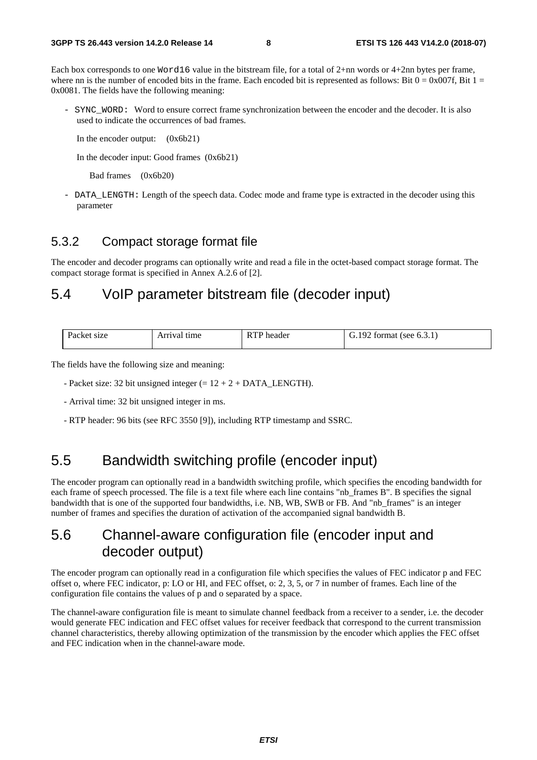Each box corresponds to one `Word16` value in the bitstream file, for a total of 2+nn words or 4+2nn bytes per frame, where nn is the number of encoded bits in the frame. Each encoded bit is represented as follows: Bit 0 = 0x007f, Bit 1 = 0x0081. The fields have the following meaning:

- `SYNC_WORD:` Word to ensure correct frame synchronization between the encoder and the decoder. It is also used to indicate the occurrences of bad frames.

  In the encoder output: (0x6b21)

  In the decoder input: Good frames (0x6b21)

  Bad frames (0x6b20)

- `DATA_LENGTH:` Length of the speech data. Codec mode and frame type is extracted in the decoder using this parameter

### 5.3.2 Compact storage format file

The encoder and decoder programs can optionally write and read a file in the octet-based compact storage format. The compact storage format is specified in Annex A.2.6 of [2].

## 5.4 VoIP parameter bitstream file (decoder input)

| Packet size | Arrival time | RTP header | G.192 format (see 6.3.1) |
|---|---|---|---|

The fields have the following size and meaning:

- Packet size: 32 bit unsigned integer (= 12 + 2 + DATA_LENGTH).
- Arrival time: 32 bit unsigned integer in ms.
- RTP header: 96 bits (see RFC 3550 [9]), including RTP timestamp and SSRC.

## 5.5 Bandwidth switching profile (encoder input)

The encoder program can optionally read in a bandwidth switching profile, which specifies the encoding bandwidth for each frame of speech processed. The file is a text file where each line contains "nb_frames B". B specifies the signal bandwidth that is one of the supported four bandwidths, i.e. NB, WB, SWB or FB. And "nb_frames" is an integer number of frames and specifies the duration of activation of the accompanied signal bandwidth B.

## 5.6 Channel-aware configuration file (encoder input and decoder output)

The encoder program can optionally read in a configuration file which specifies the values of FEC indicator p and FEC offset o, where FEC indicator, p: LO or HI, and FEC offset, o: 2, 3, 5, or 7 in number of frames. Each line of the configuration file contains the values of p and o separated by a space.

The channel-aware configuration file is meant to simulate channel feedback from a receiver to a sender, i.e. the decoder would generate FEC indication and FEC offset values for receiver feedback that correspond to the current transmission channel characteristics, thereby allowing optimization of the transmission by the encoder which applies the FEC offset and FEC indication when in the channel-aware mode.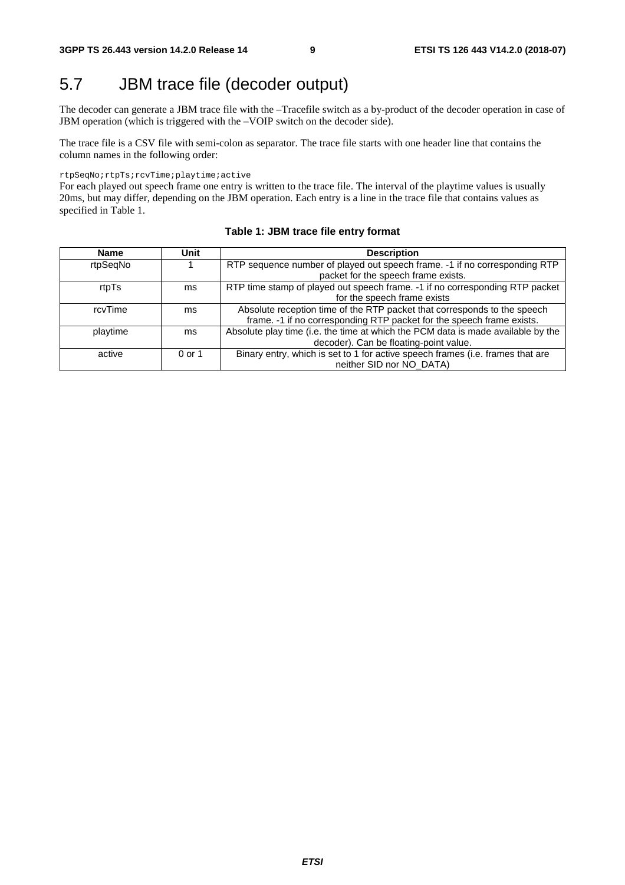## 5.7 JBM trace file (decoder output)

The decoder can generate a JBM trace file with the –Tracefile switch as a by-product of the decoder operation in case of JBM operation (which is triggered with the –VOIP switch on the decoder side).

The trace file is a CSV file with semi-colon as separator. The trace file starts with one header line that contains the column names in the following order:

```
rtpSeqNo;rtpTs;rcvTime;playtime;active
```

For each played out speech frame one entry is written to the trace file. The interval of the playtime values is usually 20ms, but may differ, depending on the JBM operation. Each entry is a line in the trace file that contains values as specified in Table 1.

**Table 1: JBM trace file entry format**

| Name | Unit | Description |
|---|---|---|
| rtpSeqNo | 1 | RTP sequence number of played out speech frame. -1 if no corresponding RTP packet for the speech frame exists. |
| rtpTs | ms | RTP time stamp of played out speech frame. -1 if no corresponding RTP packet for the speech frame exists |
| rcvTime | ms | Absolute reception time of the RTP packet that corresponds to the speech frame. -1 if no corresponding RTP packet for the speech frame exists. |
| playtime | ms | Absolute play time (i.e. the time at which the PCM data is made available by the decoder). Can be floating-point value. |
| active | 0 or 1 | Binary entry, which is set to 1 for active speech frames (i.e. frames that are neither SID nor NO_DATA) |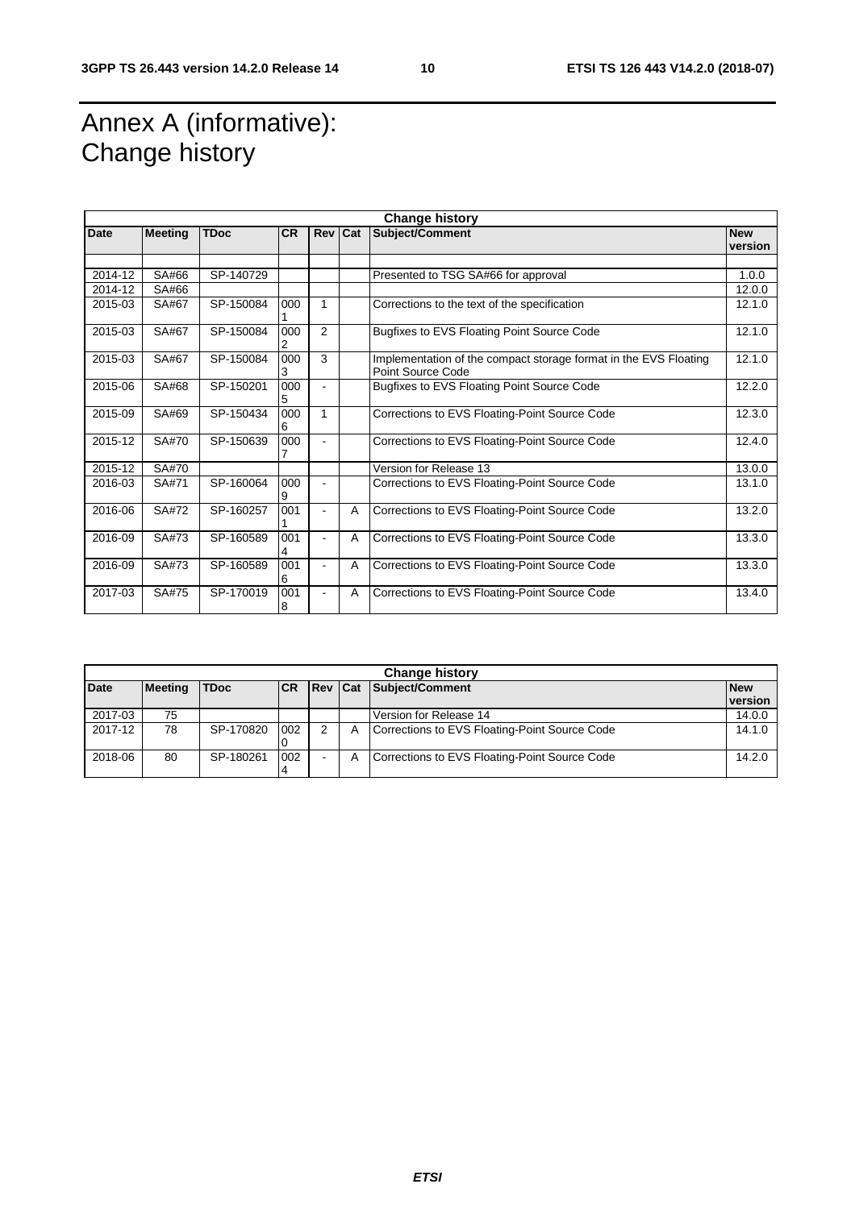# Annex A (informative): Change history

| Change history | | | | | | | |
|---|---|---|---|---|---|---|---|
| **Date** | **Meeting** | **TDoc** | **CR** | **Rev** | **Cat** | **Subject/Comment** | **New version** |
| | | | | | | | |
| 2014-12 | SA#66 | SP-140729 | | | | Presented to TSG SA#66 for approval | 1.0.0 |
| 2014-12 | SA#66 | | | | | | 12.0.0 |
| 2015-03 | SA#67 | SP-150084 | 0001 | 1 | | Corrections to the text of the specification | 12.1.0 |
| 2015-03 | SA#67 | SP-150084 | 0002 | 2 | | Bugfixes to EVS Floating Point Source Code | 12.1.0 |
| 2015-03 | SA#67 | SP-150084 | 0003 | 3 | | Implementation of the compact storage format in the EVS Floating Point Source Code | 12.1.0 |
| 2015-06 | SA#68 | SP-150201 | 0005 | - | | Bugfixes to EVS Floating Point Source Code | 12.2.0 |
| 2015-09 | SA#69 | SP-150434 | 0006 | 1 | | Corrections to EVS Floating-Point Source Code | 12.3.0 |
| 2015-12 | SA#70 | SP-150639 | 0007 | - | | Corrections to EVS Floating-Point Source Code | 12.4.0 |
| 2015-12 | SA#70 | | | | | Version for Release 13 | 13.0.0 |
| 2016-03 | SA#71 | SP-160064 | 0009 | - | | Corrections to EVS Floating-Point Source Code | 13.1.0 |
| 2016-06 | SA#72 | SP-160257 | 0011 | - | A | Corrections to EVS Floating-Point Source Code | 13.2.0 |
| 2016-09 | SA#73 | SP-160589 | 0014 | - | A | Corrections to EVS Floating-Point Source Code | 13.3.0 |
| 2016-09 | SA#73 | SP-160589 | 0016 | - | A | Corrections to EVS Floating-Point Source Code | 13.3.0 |
| 2017-03 | SA#75 | SP-170019 | 0018 | - | A | Corrections to EVS Floating-Point Source Code | 13.4.0 |

| Change history | | | | | | | |
|---|---|---|---|---|---|---|---|
| **Date** | **Meeting** | **TDoc** | **CR** | **Rev** | **Cat** | **Subject/Comment** | **New version** |
| 2017-03 | 75 | | | | | Version for Release 14 | 14.0.0 |
| 2017-12 | 78 | SP-170820 | 0020 | 2 | A | Corrections to EVS Floating-Point Source Code | 14.1.0 |
| 2018-06 | 80 | SP-180261 | 0024 | - | A | Corrections to EVS Floating-Point Source Code | 14.2.0 |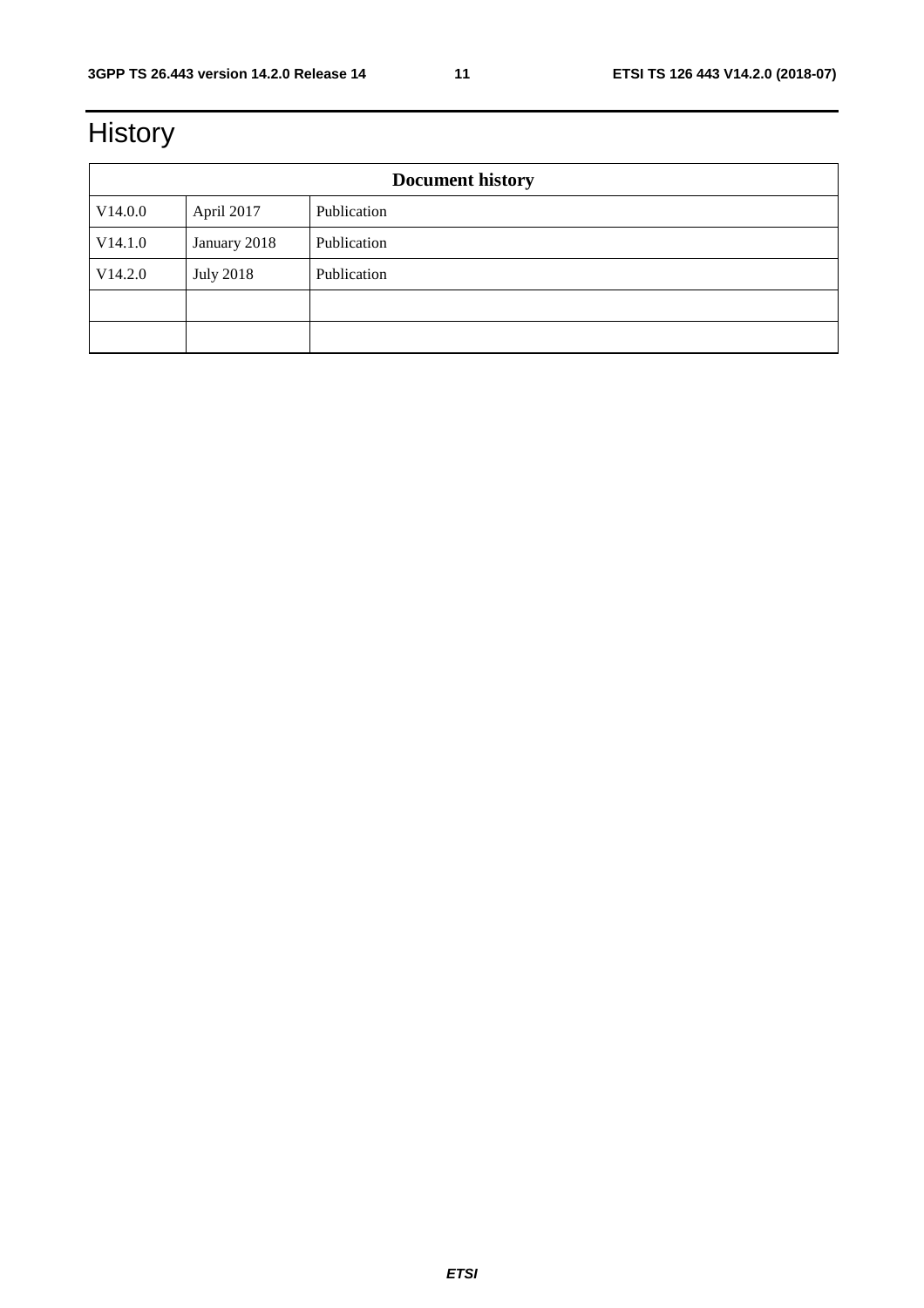# History

| Document history | | |
|---|---|---|
| V14.0.0 | April 2017 | Publication |
| V14.1.0 | January 2018 | Publication |
| V14.2.0 | July 2018 | Publication |
| | | |
| | | |